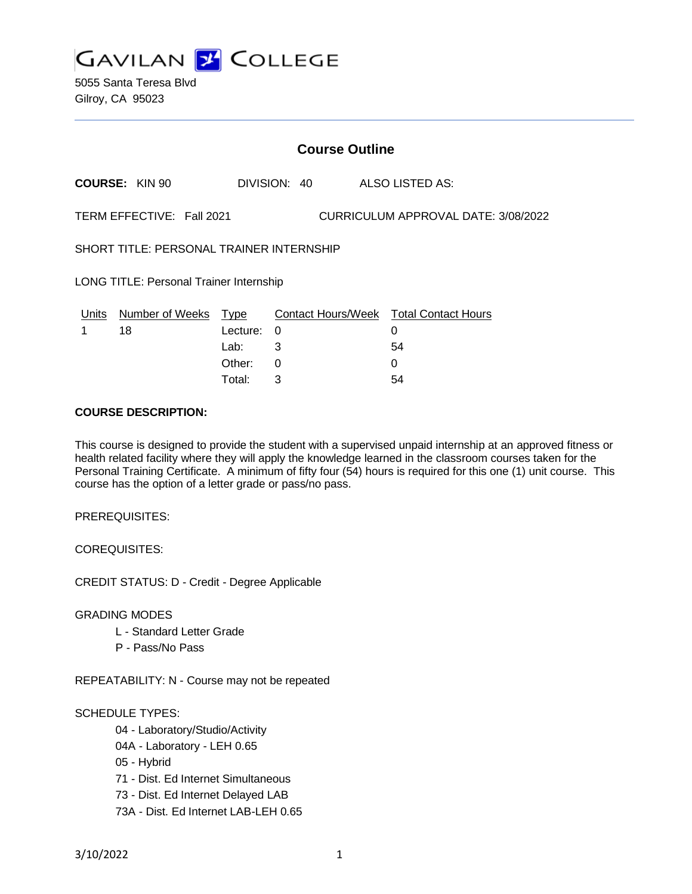# GAVILAN COLLEGE

5055 Santa Teresa Blvd
Gilroy, CA 95023

## Course Outline

**COURSE:** KIN 90 DIVISION: 40 ALSO LISTED AS:

TERM EFFECTIVE: Fall 2021 CURRICULUM APPROVAL DATE: 3/08/2022

SHORT TITLE: PERSONAL TRAINER INTERNSHIP

LONG TITLE: Personal Trainer Internship

| Units | Number of Weeks | Type | Contact Hours/Week | Total Contact Hours |
|---|---|---|---|---|
| 1 | 18 | Lecture: | 0 | 0 |
| | | Lab: | 3 | 54 |
| | | Other: | 0 | 0 |
| | | Total: | 3 | 54 |

**COURSE DESCRIPTION:**

This course is designed to provide the student with a supervised unpaid internship at an approved fitness or health related facility where they will apply the knowledge learned in the classroom courses taken for the Personal Training Certificate. A minimum of fifty four (54) hours is required for this one (1) unit course. This course has the option of a letter grade or pass/no pass.

PREREQUISITES:

COREQUISITES:

CREDIT STATUS: D - Credit - Degree Applicable

GRADING MODES

- L - Standard Letter Grade
- P - Pass/No Pass

REPEATABILITY: N - Course may not be repeated

SCHEDULE TYPES:

- 04 - Laboratory/Studio/Activity
- 04A - Laboratory - LEH 0.65
- 05 - Hybrid
- 71 - Dist. Ed Internet Simultaneous
- 73 - Dist. Ed Internet Delayed LAB
- 73A - Dist. Ed Internet LAB-LEH 0.65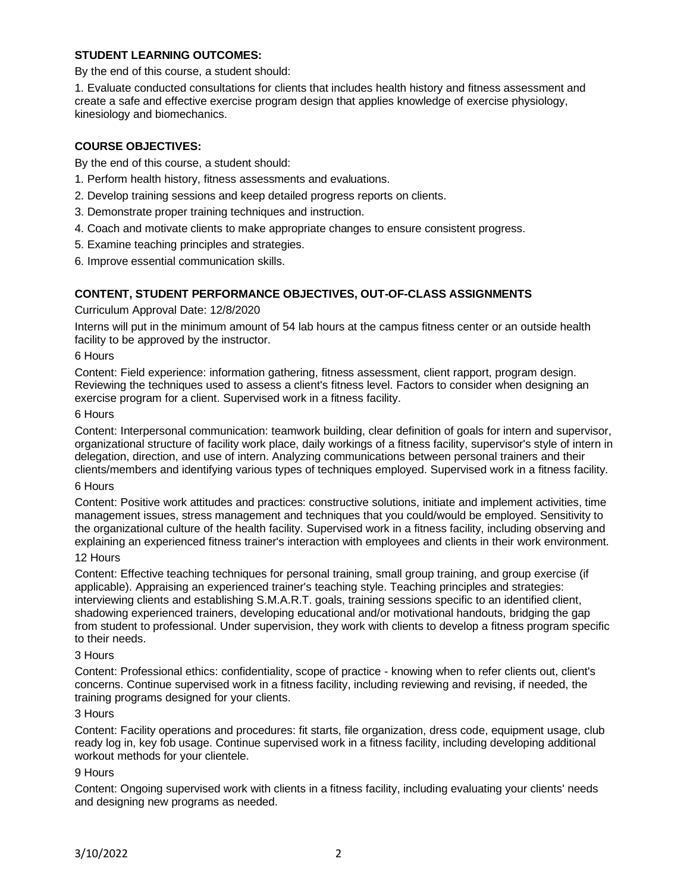**STUDENT LEARNING OUTCOMES:**

By the end of this course, a student should:

1. Evaluate conducted consultations for clients that includes health history and fitness assessment and create a safe and effective exercise program design that applies knowledge of exercise physiology, kinesiology and biomechanics.

**COURSE OBJECTIVES:**

By the end of this course, a student should:

1. Perform health history, fitness assessments and evaluations.
2. Develop training sessions and keep detailed progress reports on clients.
3. Demonstrate proper training techniques and instruction.
4. Coach and motivate clients to make appropriate changes to ensure consistent progress.
5. Examine teaching principles and strategies.
6. Improve essential communication skills.

**CONTENT, STUDENT PERFORMANCE OBJECTIVES, OUT-OF-CLASS ASSIGNMENTS**

Curriculum Approval Date: 12/8/2020

Interns will put in the minimum amount of 54 lab hours at the campus fitness center or an outside health facility to be approved by the instructor.

6 Hours

Content: Field experience: information gathering, fitness assessment, client rapport, program design. Reviewing the techniques used to assess a client's fitness level. Factors to consider when designing an exercise program for a client. Supervised work in a fitness facility.

6 Hours

Content: Interpersonal communication: teamwork building, clear definition of goals for intern and supervisor, organizational structure of facility work place, daily workings of a fitness facility, supervisor's style of intern in delegation, direction, and use of intern. Analyzing communications between personal trainers and their clients/members and identifying various types of techniques employed. Supervised work in a fitness facility.

6 Hours

Content: Positive work attitudes and practices: constructive solutions, initiate and implement activities, time management issues, stress management and techniques that you could/would be employed. Sensitivity to the organizational culture of the health facility. Supervised work in a fitness facility, including observing and explaining an experienced fitness trainer's interaction with employees and clients in their work environment.

12 Hours

Content: Effective teaching techniques for personal training, small group training, and group exercise (if applicable). Appraising an experienced trainer's teaching style. Teaching principles and strategies: interviewing clients and establishing S.M.A.R.T. goals, training sessions specific to an identified client, shadowing experienced trainers, developing educational and/or motivational handouts, bridging the gap from student to professional. Under supervision, they work with clients to develop a fitness program specific to their needs.

3 Hours

Content: Professional ethics: confidentiality, scope of practice - knowing when to refer clients out, client's concerns. Continue supervised work in a fitness facility, including reviewing and revising, if needed, the training programs designed for your clients.

3 Hours

Content: Facility operations and procedures: fit starts, file organization, dress code, equipment usage, club ready log in, key fob usage. Continue supervised work in a fitness facility, including developing additional workout methods for your clientele.

9 Hours

Content: Ongoing supervised work with clients in a fitness facility, including evaluating your clients' needs and designing new programs as needed.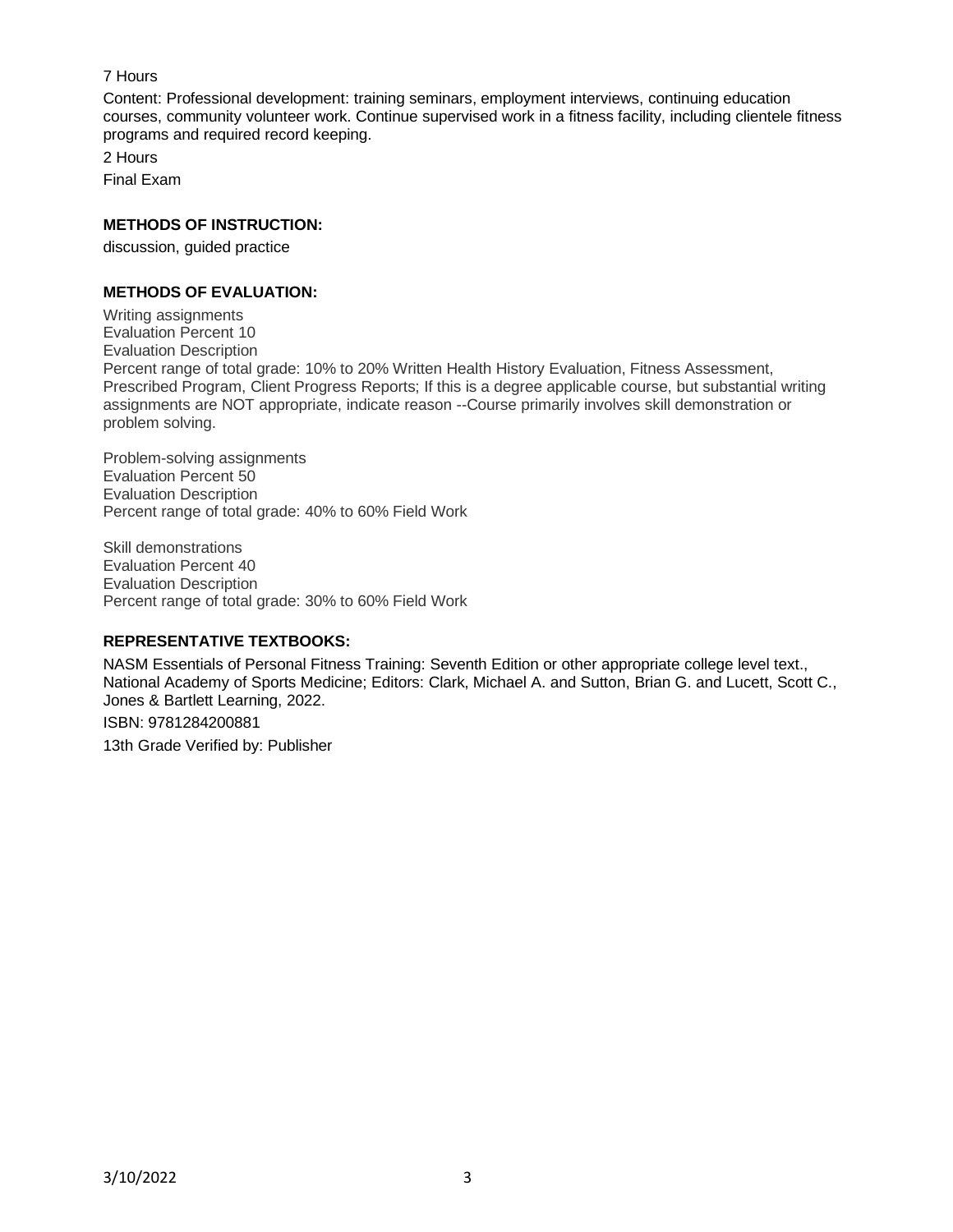7 Hours

Content: Professional development: training seminars, employment interviews, continuing education courses, community volunteer work. Continue supervised work in a fitness facility, including clientele fitness programs and required record keeping.

2 Hours

Final Exam

**METHODS OF INSTRUCTION:**

discussion, guided practice

**METHODS OF EVALUATION:**

Writing assignments
Evaluation Percent 10
Evaluation Description
Percent range of total grade: 10% to 20% Written Health History Evaluation, Fitness Assessment, Prescribed Program, Client Progress Reports; If this is a degree applicable course, but substantial writing assignments are NOT appropriate, indicate reason --Course primarily involves skill demonstration or problem solving.

Problem-solving assignments
Evaluation Percent 50
Evaluation Description
Percent range of total grade: 40% to 60% Field Work

Skill demonstrations
Evaluation Percent 40
Evaluation Description
Percent range of total grade: 30% to 60% Field Work

**REPRESENTATIVE TEXTBOOKS:**

NASM Essentials of Personal Fitness Training: Seventh Edition or other appropriate college level text., National Academy of Sports Medicine; Editors: Clark, Michael A. and Sutton, Brian G. and Lucett, Scott C., Jones & Bartlett Learning, 2022.

ISBN: 9781284200881

13th Grade Verified by: Publisher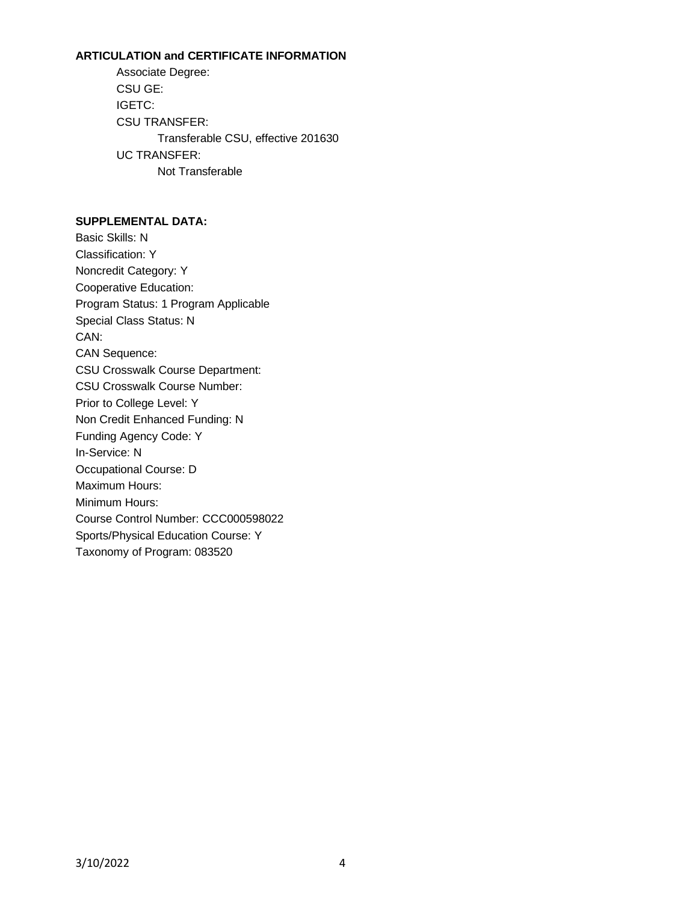**ARTICULATION and CERTIFICATE INFORMATION**

Associate Degree:

CSU GE:

IGETC:

CSU TRANSFER:

Transferable CSU, effective 201630

UC TRANSFER:

Not Transferable

**SUPPLEMENTAL DATA:**

Basic Skills: N
Classification: Y
Noncredit Category: Y
Cooperative Education:
Program Status: 1 Program Applicable
Special Class Status: N
CAN:
CAN Sequence:
CSU Crosswalk Course Department:
CSU Crosswalk Course Number:
Prior to College Level: Y
Non Credit Enhanced Funding: N
Funding Agency Code: Y
In-Service: N
Occupational Course: D
Maximum Hours:
Minimum Hours:
Course Control Number: CCC000598022
Sports/Physical Education Course: Y
Taxonomy of Program: 083520